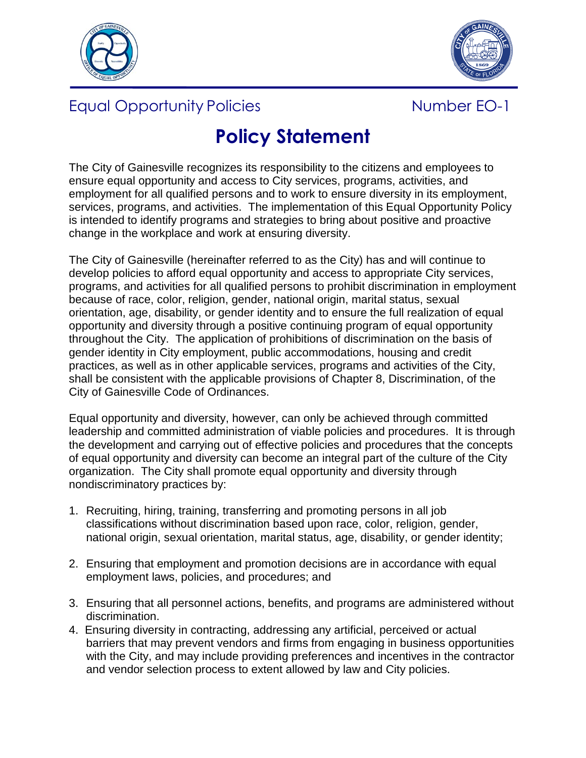Equal Opportunity Policies Number EO-1

# Policy Statement

The City of Gainesville recognizes its responsibility to the citizens and employees to ensure equal opportunity and access to City services, programs, activities, and employment for all qualified persons and to work to ensure diversity in its employment, services, programs, and activities. The implementation of this Equal Opportunity Policy is intended to identify programs and strategies to bring about positive and proactive change in the workplace and work at ensuring diversity.

The City of Gainesville (hereinafter referred to as the City) has and will continue to develop policies to afford equal opportunity and access to appropriate City services, programs, and activities for all qualified persons to prohibit discrimination in employment because of race, color, religion, gender, national origin, marital status, sexual orientation, age, disability, or gender identity and to ensure the full realization of equal opportunity and diversity through a positive continuing program of equal opportunity throughout the City. The application of prohibitions of discrimination on the basis of gender identity in City employment, public accommodations, housing and credit practices, as well as in other applicable services, programs and activities of the City, shall be consistent with the applicable provisions of Chapter 8, Discrimination, of the City of Gainesville Code of Ordinances.

Equal opportunity and diversity, however, can only be achieved through committed leadership and committed administration of viable policies and procedures. It is through the development and carrying out of effective policies and procedures that the concepts of equal opportunity and diversity can become an integral part of the culture of the City organization. The City shall promote equal opportunity and diversity through nondiscriminatory practices by:

1. Recruiting, hiring, training, transferring and promoting persons in all job classifications without discrimination based upon race, color, religion, gender, national origin, sexual orientation, marital status, age, disability, or gender identity;
2. Ensuring that employment and promotion decisions are in accordance with equal employment laws, policies, and procedures; and
3. Ensuring that all personnel actions, benefits, and programs are administered without discrimination.
4. Ensuring diversity in contracting, addressing any artificial, perceived or actual barriers that may prevent vendors and firms from engaging in business opportunities with the City, and may include providing preferences and incentives in the contractor and vendor selection process to extent allowed by law and City policies.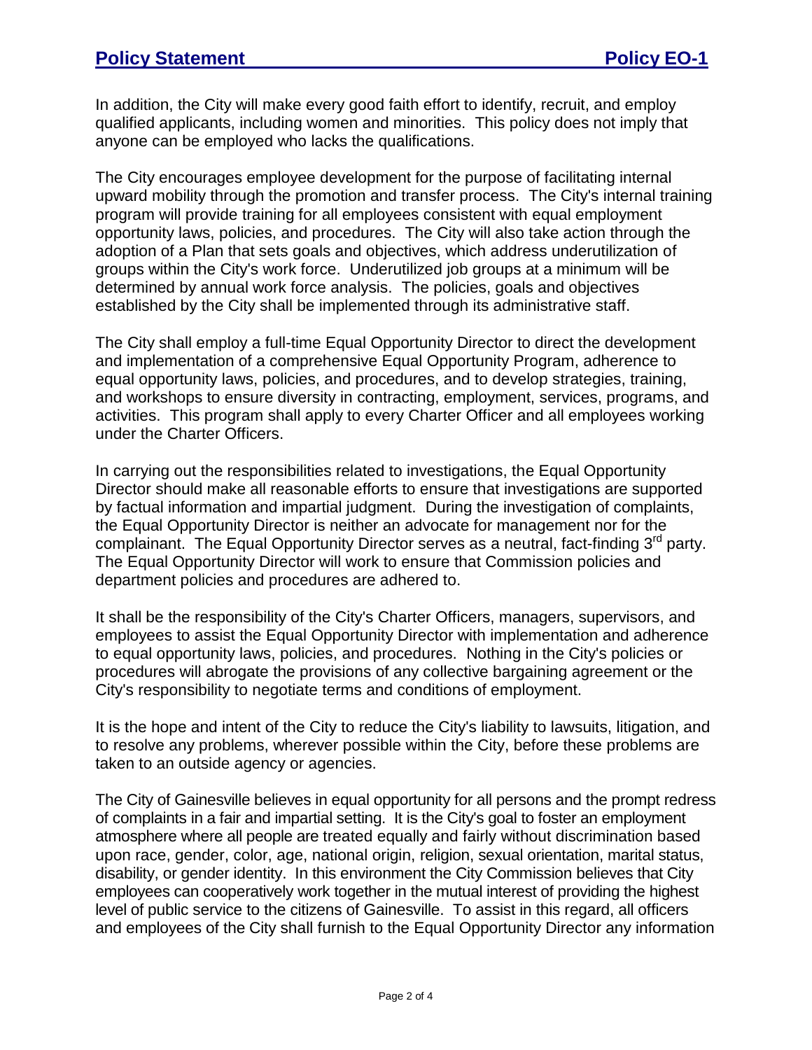In addition, the City will make every good faith effort to identify, recruit, and employ qualified applicants, including women and minorities. This policy does not imply that anyone can be employed who lacks the qualifications.

The City encourages employee development for the purpose of facilitating internal upward mobility through the promotion and transfer process. The City's internal training program will provide training for all employees consistent with equal employment opportunity laws, policies, and procedures. The City will also take action through the adoption of a Plan that sets goals and objectives, which address underutilization of groups within the City's work force. Underutilized job groups at a minimum will be determined by annual work force analysis. The policies, goals and objectives established by the City shall be implemented through its administrative staff.

The City shall employ a full-time Equal Opportunity Director to direct the development and implementation of a comprehensive Equal Opportunity Program, adherence to equal opportunity laws, policies, and procedures, and to develop strategies, training, and workshops to ensure diversity in contracting, employment, services, programs, and activities. This program shall apply to every Charter Officer and all employees working under the Charter Officers.

In carrying out the responsibilities related to investigations, the Equal Opportunity Director should make all reasonable efforts to ensure that investigations are supported by factual information and impartial judgment. During the investigation of complaints, the Equal Opportunity Director is neither an advocate for management nor for the complainant. The Equal Opportunity Director serves as a neutral, fact-finding 3rd party. The Equal Opportunity Director will work to ensure that Commission policies and department policies and procedures are adhered to.

It shall be the responsibility of the City's Charter Officers, managers, supervisors, and employees to assist the Equal Opportunity Director with implementation and adherence to equal opportunity laws, policies, and procedures. Nothing in the City's policies or procedures will abrogate the provisions of any collective bargaining agreement or the City's responsibility to negotiate terms and conditions of employment.

It is the hope and intent of the City to reduce the City's liability to lawsuits, litigation, and to resolve any problems, wherever possible within the City, before these problems are taken to an outside agency or agencies.

The City of Gainesville believes in equal opportunity for all persons and the prompt redress of complaints in a fair and impartial setting. It is the City's goal to foster an employment atmosphere where all people are treated equally and fairly without discrimination based upon race, gender, color, age, national origin, religion, sexual orientation, marital status, disability, or gender identity. In this environment the City Commission believes that City employees can cooperatively work together in the mutual interest of providing the highest level of public service to the citizens of Gainesville. To assist in this regard, all officers and employees of the City shall furnish to the Equal Opportunity Director any information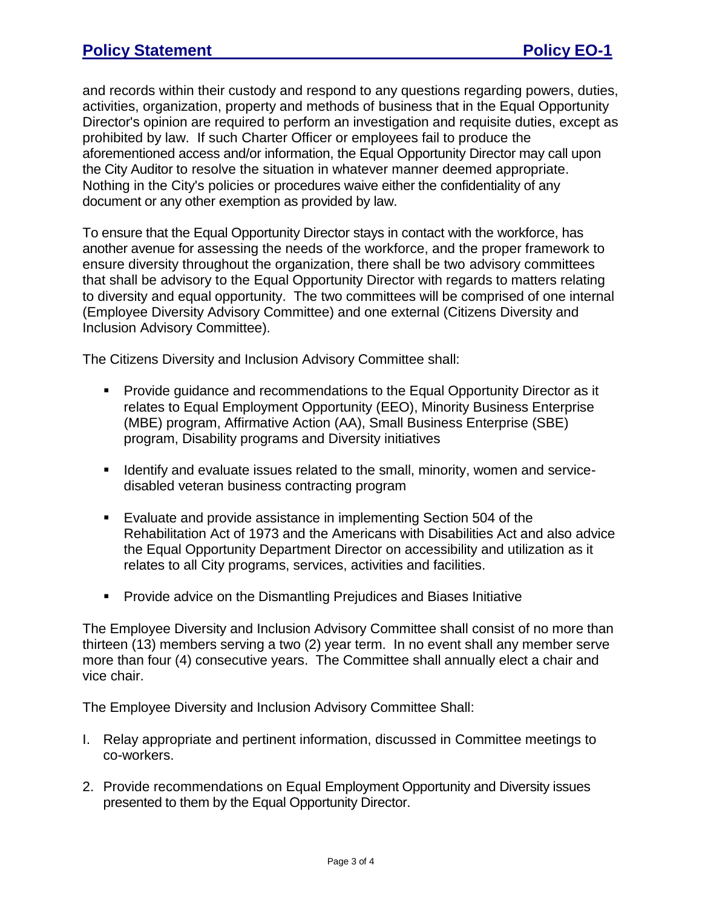and records within their custody and respond to any questions regarding powers, duties, activities, organization, property and methods of business that in the Equal Opportunity Director's opinion are required to perform an investigation and requisite duties, except as prohibited by law. If such Charter Officer or employees fail to produce the aforementioned access and/or information, the Equal Opportunity Director may call upon the City Auditor to resolve the situation in whatever manner deemed appropriate. Nothing in the City's policies or procedures waive either the confidentiality of any document or any other exemption as provided by law.

To ensure that the Equal Opportunity Director stays in contact with the workforce, has another avenue for assessing the needs of the workforce, and the proper framework to ensure diversity throughout the organization, there shall be two advisory committees that shall be advisory to the Equal Opportunity Director with regards to matters relating to diversity and equal opportunity. The two committees will be comprised of one internal (Employee Diversity Advisory Committee) and one external (Citizens Diversity and Inclusion Advisory Committee).

The Citizens Diversity and Inclusion Advisory Committee shall:

- Provide guidance and recommendations to the Equal Opportunity Director as it relates to Equal Employment Opportunity (EEO), Minority Business Enterprise (MBE) program, Affirmative Action (AA), Small Business Enterprise (SBE) program, Disability programs and Diversity initiatives
- Identify and evaluate issues related to the small, minority, women and service-disabled veteran business contracting program
- Evaluate and provide assistance in implementing Section 504 of the Rehabilitation Act of 1973 and the Americans with Disabilities Act and also advice the Equal Opportunity Department Director on accessibility and utilization as it relates to all City programs, services, activities and facilities.
- Provide advice on the Dismantling Prejudices and Biases Initiative

The Employee Diversity and Inclusion Advisory Committee shall consist of no more than thirteen (13) members serving a two (2) year term. In no event shall any member serve more than four (4) consecutive years. The Committee shall annually elect a chair and vice chair.

The Employee Diversity and Inclusion Advisory Committee Shall:

I. Relay appropriate and pertinent information, discussed in Committee meetings to co-workers.

2. Provide recommendations on Equal Employment Opportunity and Diversity issues presented to them by the Equal Opportunity Director.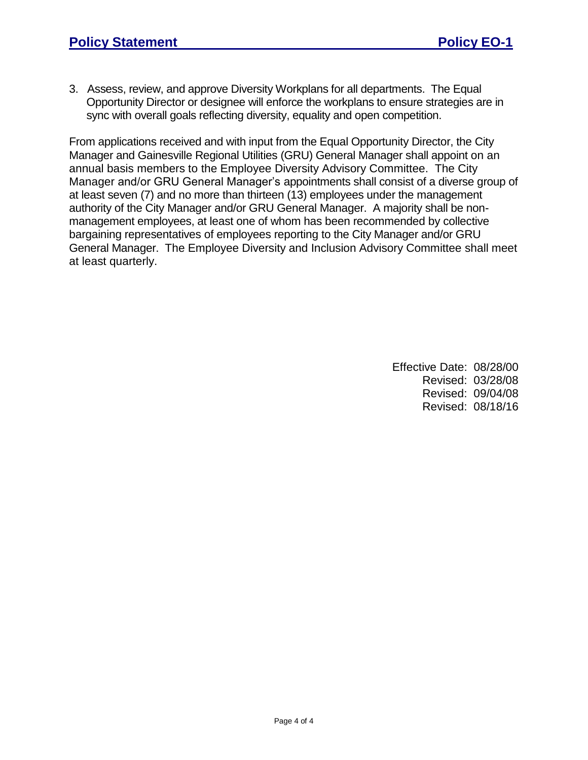3. Assess, review, and approve Diversity Workplans for all departments. The Equal Opportunity Director or designee will enforce the workplans to ensure strategies are in sync with overall goals reflecting diversity, equality and open competition.

From applications received and with input from the Equal Opportunity Director, the City Manager and Gainesville Regional Utilities (GRU) General Manager shall appoint on an annual basis members to the Employee Diversity Advisory Committee. The City Manager and/or GRU General Manager's appointments shall consist of a diverse group of at least seven (7) and no more than thirteen (13) employees under the management authority of the City Manager and/or GRU General Manager. A majority shall be non-management employees, at least one of whom has been recommended by collective bargaining representatives of employees reporting to the City Manager and/or GRU General Manager. The Employee Diversity and Inclusion Advisory Committee shall meet at least quarterly.

Effective Date: 08/28/00
Revised: 03/28/08
Revised: 09/04/08
Revised: 08/18/16